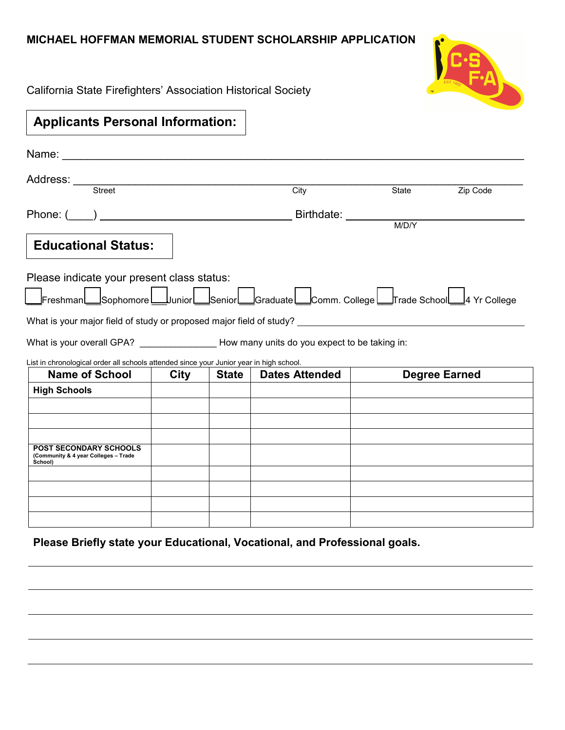# MICHAEL HOFFMAN MEMORIAL STUDENT SCHOLARSHIP APPLICATION

California State Firefighters' Association Historical Society

## Applicants Personal Information:

Name: ______________________________________________________________________

Address: ____________________________________________________________________
Street City State Zip Code

Phone: (____) _______________________________ Birthdate: ___________________________
M/D/Y

## Educational Status:

Please indicate your present class status:

☐ Freshman ☐ Sophomore ☐ Junior ☐ Senior ☐ Graduate ☐ Comm. College ☐ Trade School ☐ 4 Yr College

What is your major field of study or proposed major field of study? _______________________________________

What is your overall GPA? _______________ How many units do you expect to be taking in:

List in chronological order all schools attended since your Junior year in high school.

| Name of School | City | State | Dates Attended | Degree Earned |
|---|---|---|---|---|
| **High Schools** | | | | |
| | | | | |
| | | | | |
| | | | | |
| **POST SECONDARY SCHOOLS** (Community & 4 year Colleges – Trade School) | | | | |
| | | | | |
| | | | | |
| | | | | |
| | | | | |

**Please Briefly state your Educational, Vocational, and Professional goals.**

______________________________________________________________________________

______________________________________________________________________________

______________________________________________________________________________

______________________________________________________________________________

______________________________________________________________________________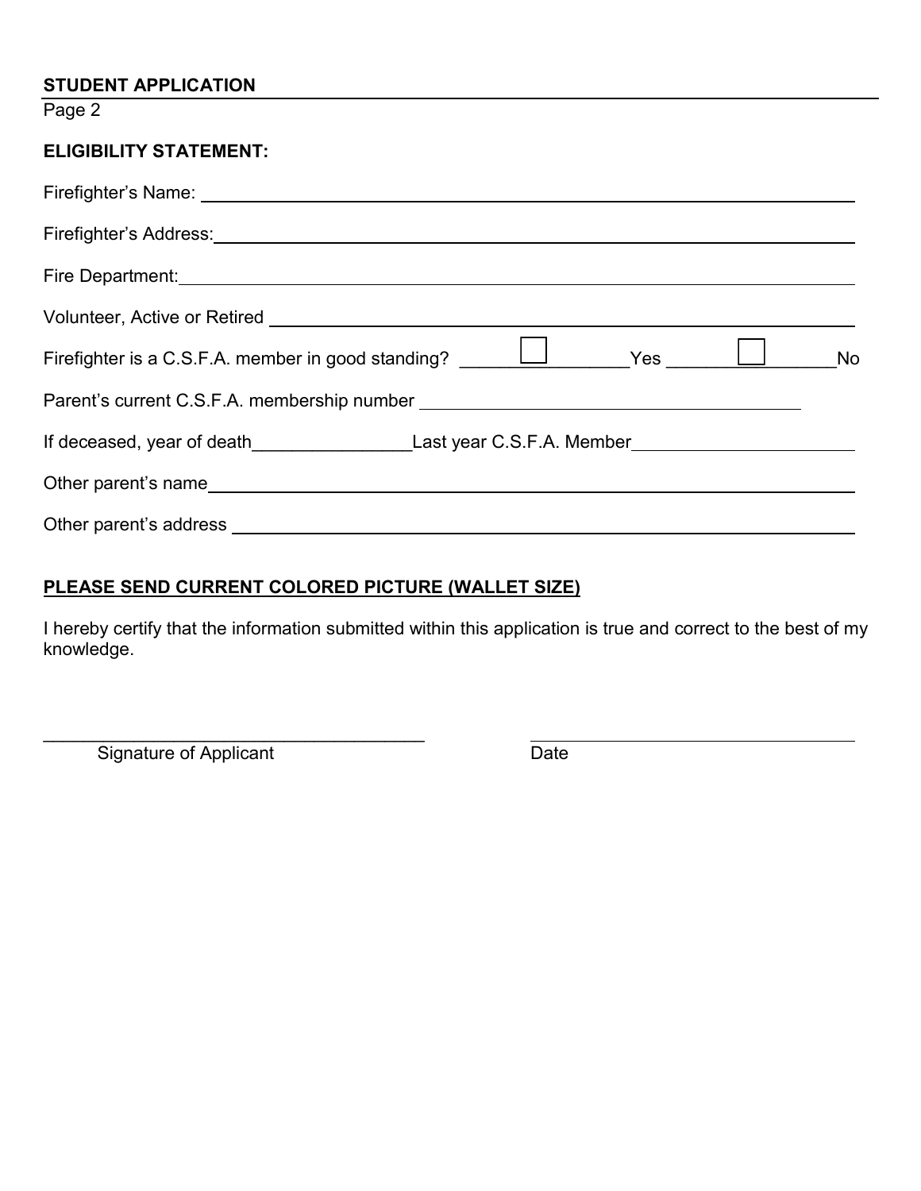**STUDENT APPLICATION**

Page 2

**ELIGIBILITY STATEMENT:**

Firefighter's Name: ______________________________________________

Firefighter's Address: ______________________________________________

Fire Department: ______________________________________________

Volunteer, Active or Retired ______________________________________________

Firefighter is a C.S.F.A. member in good standing? ☐ Yes ☐ No

Parent's current C.S.F.A. membership number ______________________________

If deceased, year of death________________ Last year C.S.F.A. Member______________________

Other parent's name ______________________________________________

Other parent's address ______________________________________________

**PLEASE SEND CURRENT COLORED PICTURE (WALLET SIZE)**

I hereby certify that the information submitted within this application is true and correct to the best of my knowledge.

________________________________________ ________________________________

Signature of Applicant Date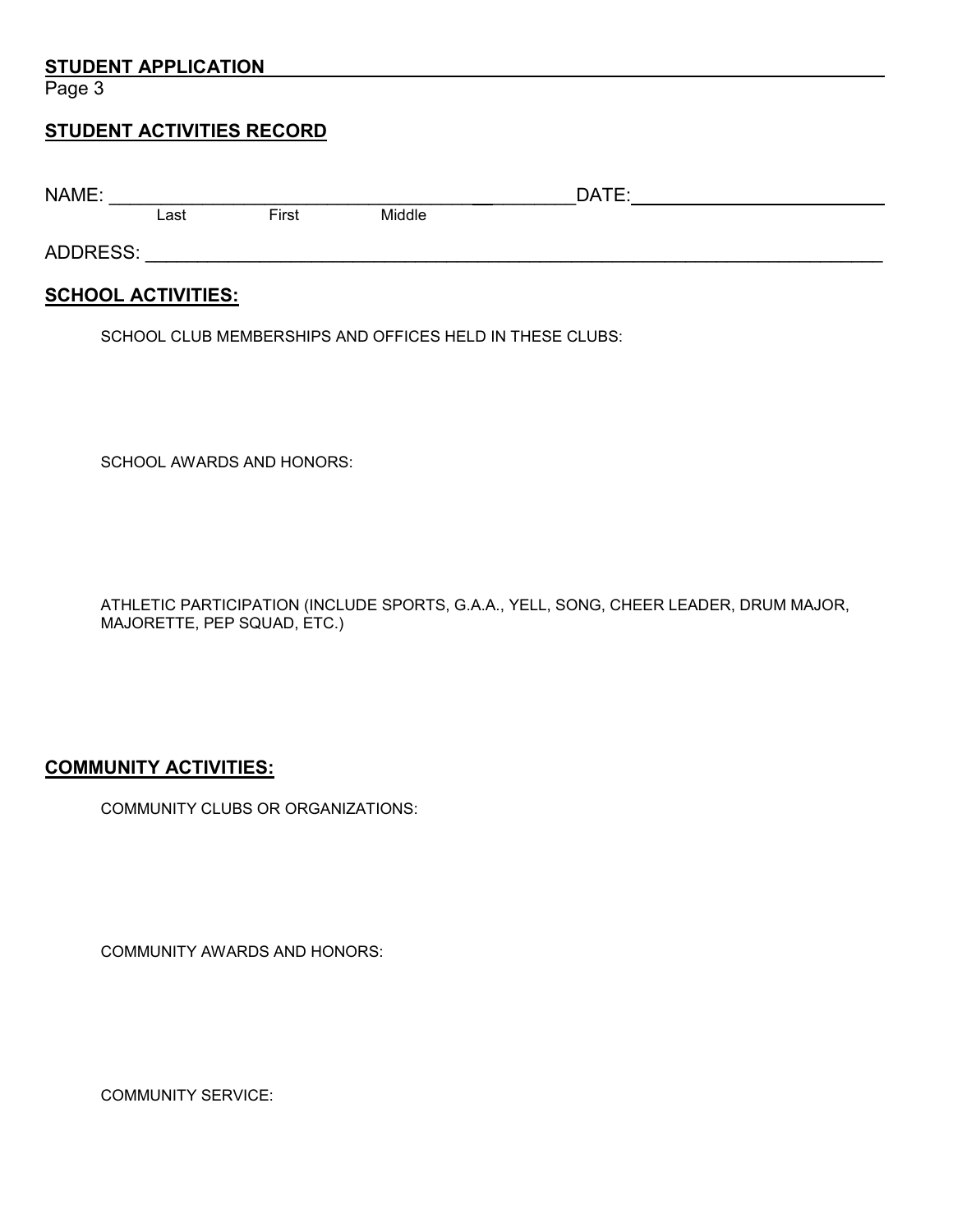**STUDENT APPLICATION**

Page 3

## STUDENT ACTIVITIES RECORD

NAME: ______________________________________________ DATE: ________________________

Last First Middle

ADDRESS: ________________________________________________________________________

### SCHOOL ACTIVITIES:

SCHOOL CLUB MEMBERSHIPS AND OFFICES HELD IN THESE CLUBS:

SCHOOL AWARDS AND HONORS:

ATHLETIC PARTICIPATION (INCLUDE SPORTS, G.A.A., YELL, SONG, CHEER LEADER, DRUM MAJOR, MAJORETTE, PEP SQUAD, ETC.)

### COMMUNITY ACTIVITIES:

COMMUNITY CLUBS OR ORGANIZATIONS:

COMMUNITY AWARDS AND HONORS:

COMMUNITY SERVICE: